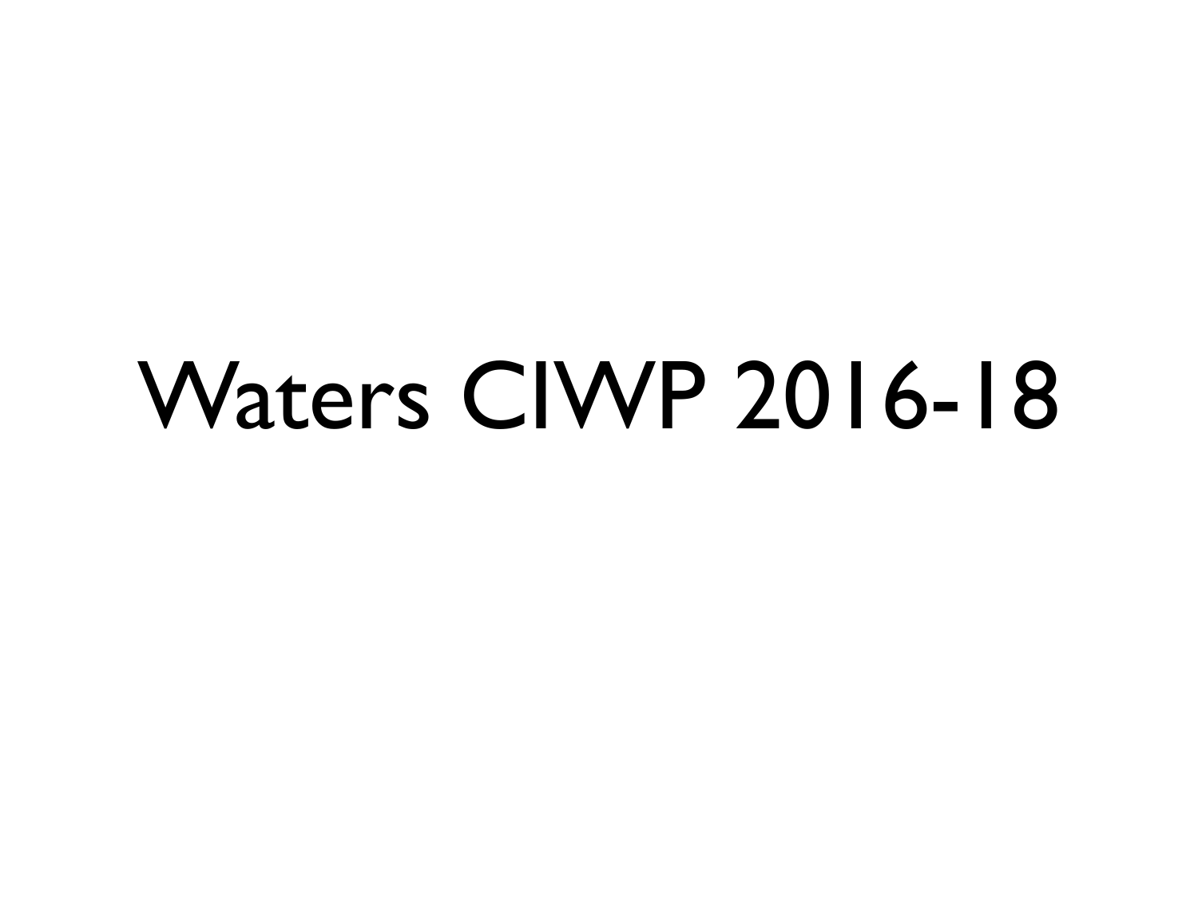# Waters CIWP 2016-18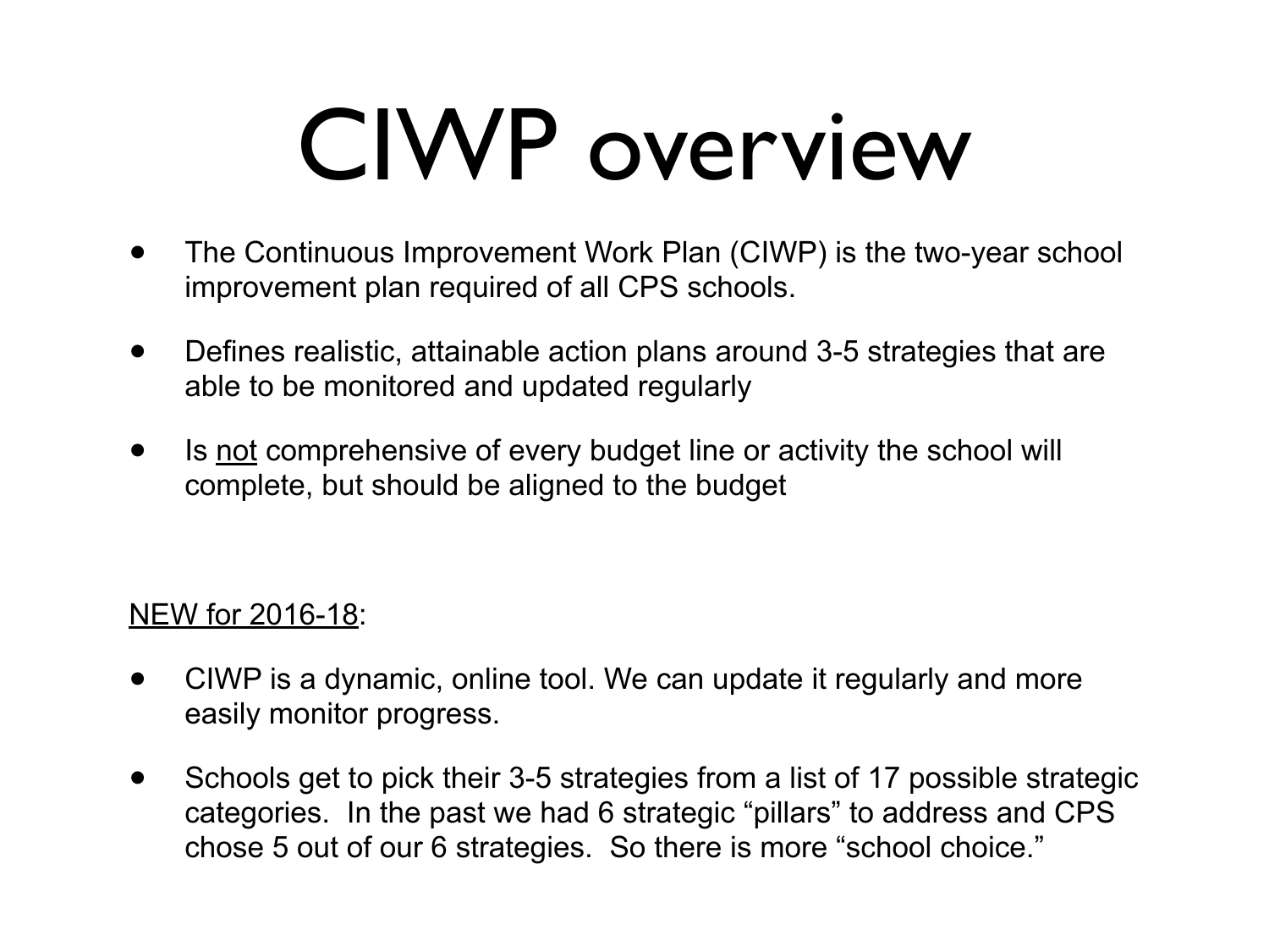# CIWP overview

- The Continuous Improvement Work Plan (CIWP) is the two-year school improvement plan required of all CPS schools.
- Defines realistic, attainable action plans around 3-5 strategies that are able to be monitored and updated regularly
- Is <u>not</u> comprehensive of every budget line or activity the school will complete, but should be aligned to the budget

<u>NEW for 2016-18</u>:

- CIWP is a dynamic, online tool. We can update it regularly and more easily monitor progress.
- Schools get to pick their 3-5 strategies from a list of 17 possible strategic categories. In the past we had 6 strategic "pillars" to address and CPS chose 5 out of our 6 strategies. So there is more "school choice."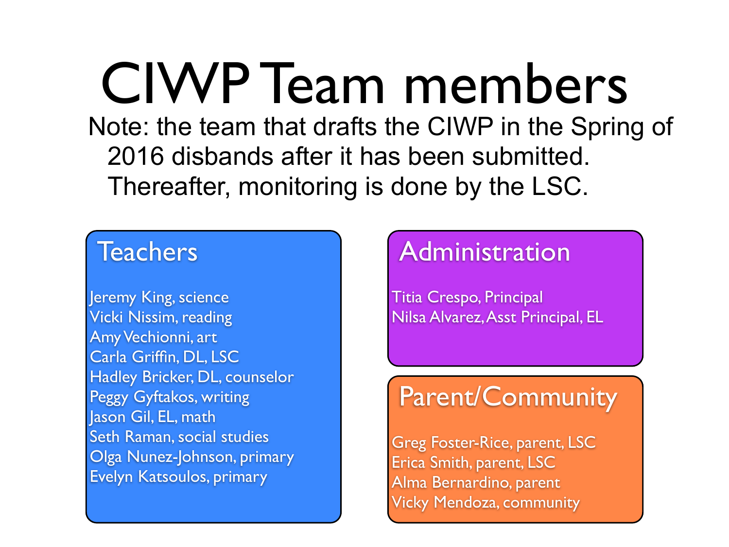# CIWP Team members

Note: the team that drafts the CIWP in the Spring of 2016 disbands after it has been submitted. Thereafter, monitoring is done by the LSC.

## Teachers

- Jeremy King, science
- Vicki Nissim, reading
- Amy Vechionni, art
- Carla Griffin, DL, LSC
- Hadley Bricker, DL, counselor
- Peggy Gyftakos, writing
- Jason Gil, EL, math
- Seth Raman, social studies
- Olga Nunez-Johnson, primary
- Evelyn Katsoulos, primary

## Administration

- Titia Crespo, Principal
- Nilsa Alvarez, Asst Principal, EL

## Parent/Community

- Greg Foster-Rice, parent, LSC
- Erica Smith, parent, LSC
- Alma Bernardino, parent
- Vicky Mendoza, community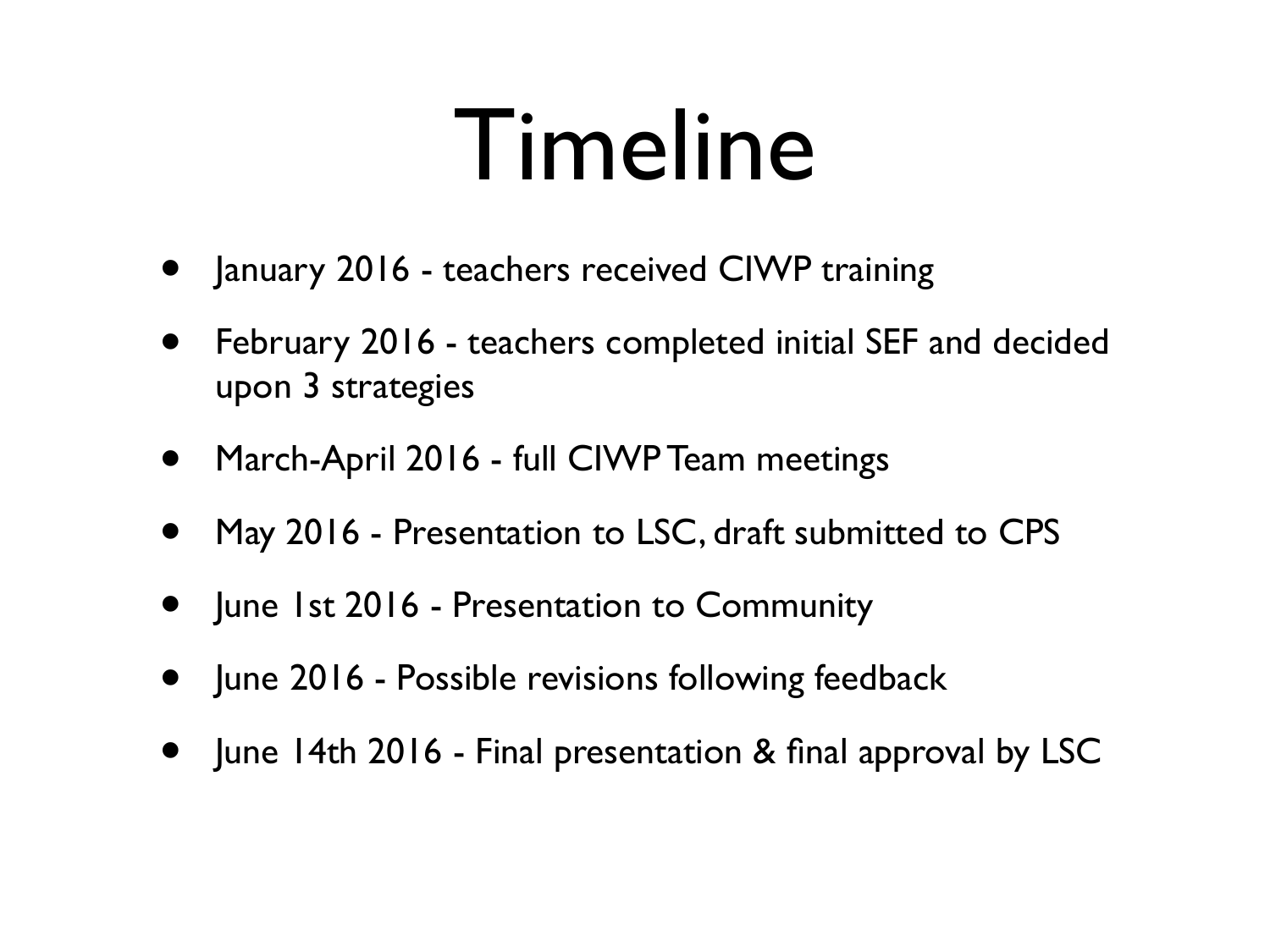# Timeline

- January 2016 - teachers received CIWP training
- February 2016 - teachers completed initial SEF and decided upon 3 strategies
- March-April 2016 - full CIWP Team meetings
- May 2016 - Presentation to LSC, draft submitted to CPS
- June 1st 2016 - Presentation to Community
- June 2016 - Possible revisions following feedback
- June 14th 2016 - Final presentation & final approval by LSC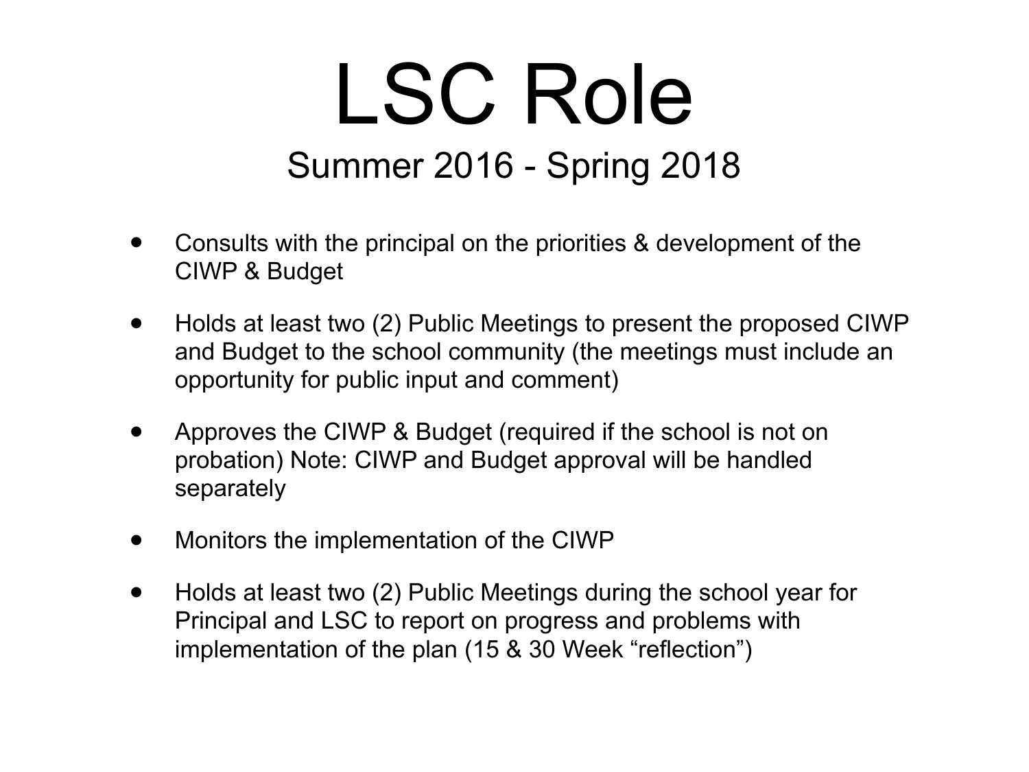# LSC Role

## Summer 2016 - Spring 2018

- Consults with the principal on the priorities & development of the CIWP & Budget
- Holds at least two (2) Public Meetings to present the proposed CIWP and Budget to the school community (the meetings must include an opportunity for public input and comment)
- Approves the CIWP & Budget (required if the school is not on probation) Note: CIWP and Budget approval will be handled separately
- Monitors the implementation of the CIWP
- Holds at least two (2) Public Meetings during the school year for Principal and LSC to report on progress and problems with implementation of the plan (15 & 30 Week "reflection")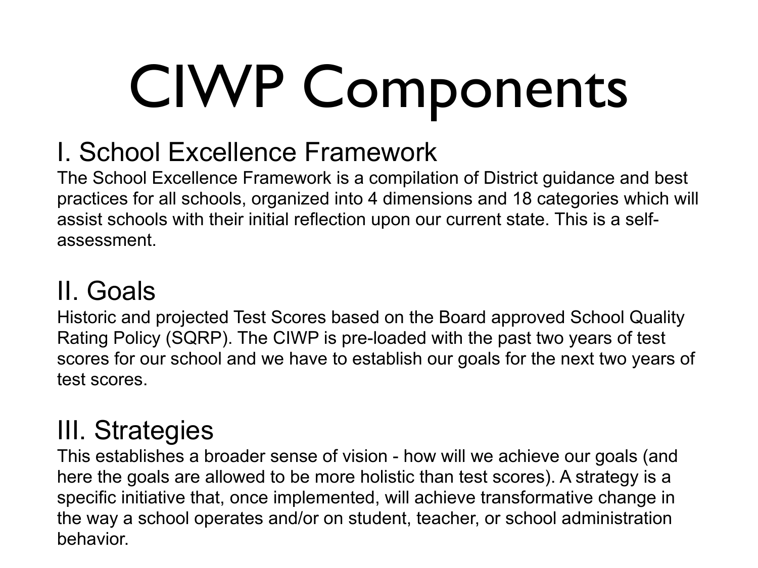# CIWP Components

## I. School Excellence Framework

The School Excellence Framework is a compilation of District guidance and best practices for all schools, organized into 4 dimensions and 18 categories which will assist schools with their initial reflection upon our current state. This is a self-assessment.

## II. Goals

Historic and projected Test Scores based on the Board approved School Quality Rating Policy (SQRP). The CIWP is pre-loaded with the past two years of test scores for our school and we have to establish our goals for the next two years of test scores.

## III. Strategies

This establishes a broader sense of vision - how will we achieve our goals (and here the goals are allowed to be more holistic than test scores). A strategy is a specific initiative that, once implemented, will achieve transformative change in the way a school operates and/or on student, teacher, or school administration behavior.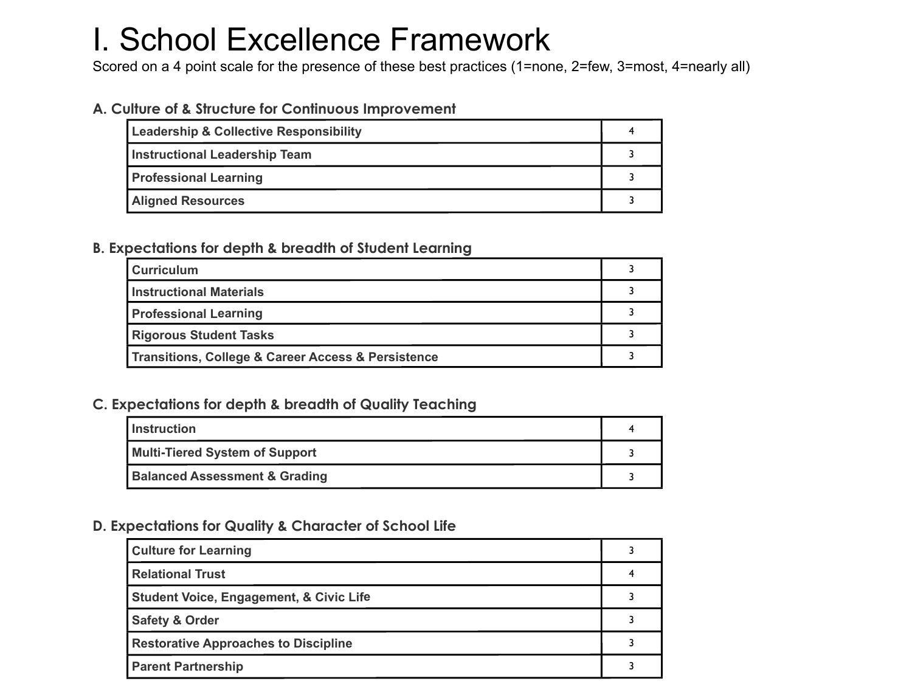# I. School Excellence Framework

Scored on a 4 point scale for the presence of these best practices (1=none, 2=few, 3=most, 4=nearly all)

### A. Culture of & Structure for Continuous Improvement

| | |
|---|---|
| **Leadership & Collective Responsibility** | 4 |
| **Instructional Leadership Team** | 3 |
| **Professional Learning** | 3 |
| **Aligned Resources** | 3 |

### B. Expectations for depth & breadth of Student Learning

| | |
|---|---|
| **Curriculum** | 3 |
| **Instructional Materials** | 3 |
| **Professional Learning** | 3 |
| **Rigorous Student Tasks** | 3 |
| **Transitions, College & Career Access & Persistence** | 3 |

### C. Expectations for depth & breadth of Quality Teaching

| | |
|---|---|
| **Instruction** | 4 |
| **Multi-Tiered System of Support** | 3 |
| **Balanced Assessment & Grading** | 3 |

### D. Expectations for Quality & Character of School Life

| | |
|---|---|
| **Culture for Learning** | 3 |
| **Relational Trust** | 4 |
| **Student Voice, Engagement, & Civic Life** | 3 |
| **Safety & Order** | 3 |
| **Restorative Approaches to Discipline** | 3 |
| **Parent Partnership** | 3 |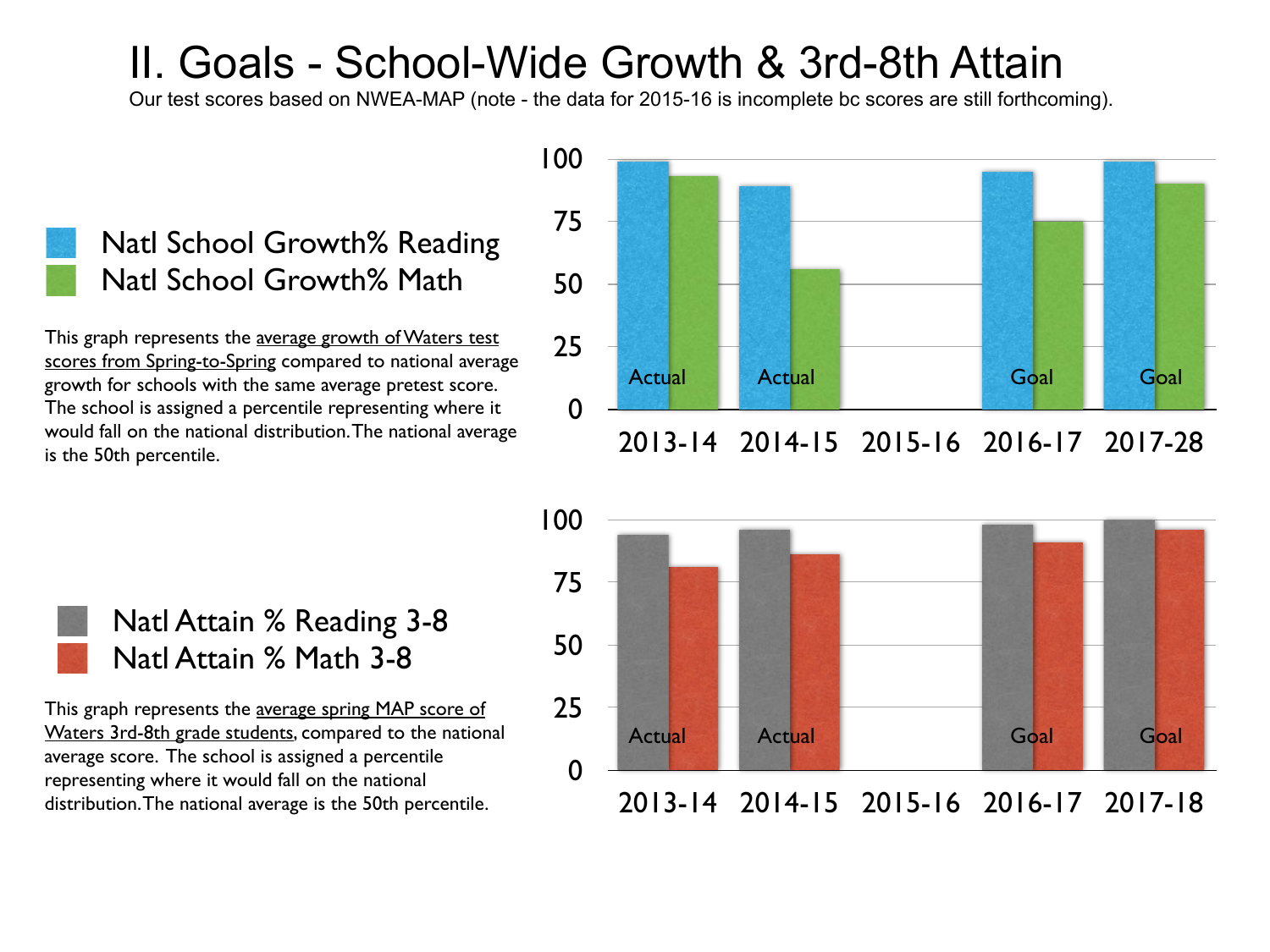# II. Goals - School-Wide Growth & 3rd-8th Attain

Our test scores based on NWEA-MAP (note - the data for 2015-16 is incomplete bc scores are still forthcoming).

Natl School Growth% Reading
Natl School Growth% Math

This graph represents the average growth of Waters test scores from Spring-to-Spring compared to national average growth for schools with the same average pretest score. The school is assigned a percentile representing where it would fall on the national distribution. The national average is the 50th percentile.

100
75
50
25
0

Actual | Actual | Goal | Goal

2013-14 | 2014-15 | 2015-16 | 2016-17 | 2017-28

Natl Attain % Reading 3-8
Natl Attain % Math 3-8

This graph represents the average spring MAP score of Waters 3rd-8th grade students, compared to the national average score. The school is assigned a percentile representing where it would fall on the national distribution. The national average is the 50th percentile.

100
75
50
25
0

Actual | Actual | Goal | Goal

2013-14 | 2014-15 | 2015-16 | 2016-17 | 2017-18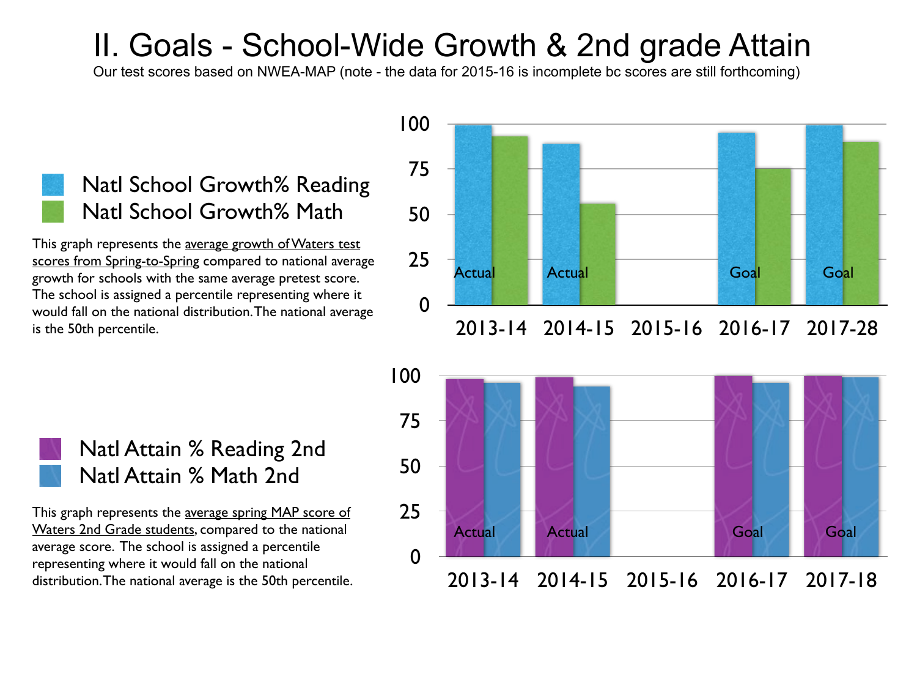# II. Goals - School-Wide Growth & 2nd grade Attain

Our test scores based on NWEA-MAP (note - the data for 2015-16 is incomplete bc scores are still forthcoming)

- Natl School Growth% Reading
- Natl School Growth% Math

This graph represents the <u>average growth of Waters test scores from Spring-to-Spring</u> compared to national average growth for schools with the same average pretest score. The school is assigned a percentile representing where it would fall on the national distribution. The national average is the 50th percentile.

| | 2013-14 | 2014-15 | 2015-16 | 2016-17 | 2017-28 |
|---|---|---|---|---|---|
| | Actual | Actual | | Goal | Goal |

- Natl Attain % Reading 2nd
- Natl Attain % Math 2nd

This graph represents the <u>average spring MAP score of Waters 2nd Grade students</u>, compared to the national average score. The school is assigned a percentile representing where it would fall on the national distribution. The national average is the 50th percentile.

| | 2013-14 | 2014-15 | 2015-16 | 2016-17 | 2017-18 |
|---|---|---|---|---|---|
| | Actual | Actual | | Goal | Goal |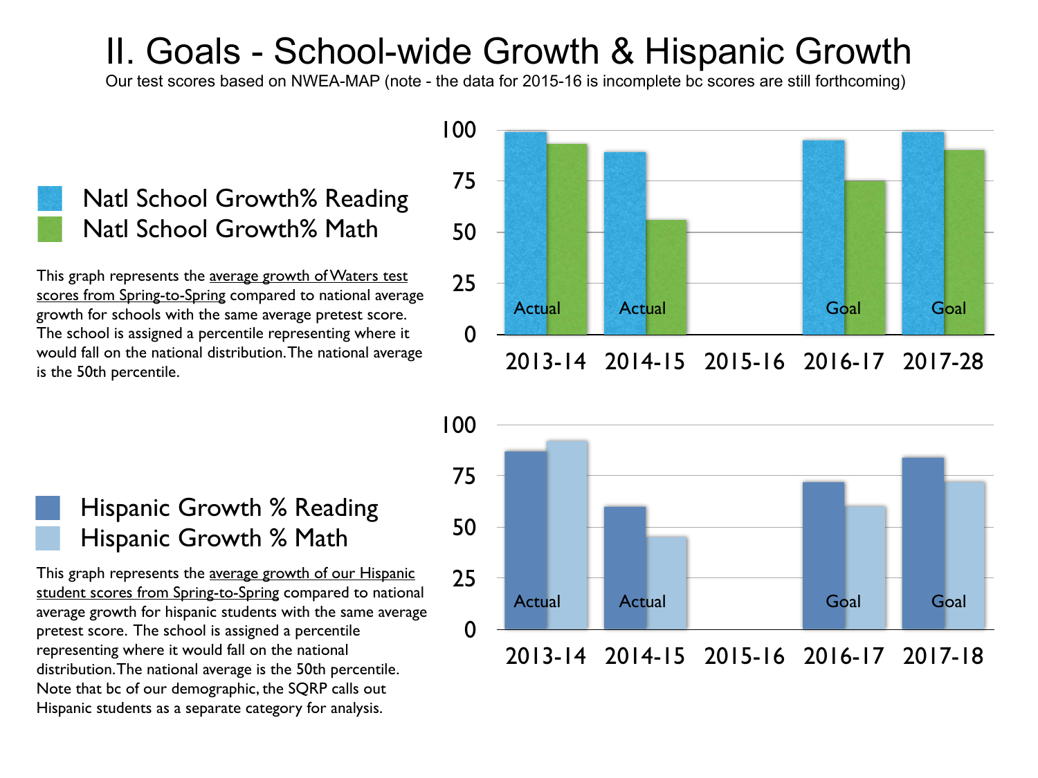# II. Goals - School-wide Growth & Hispanic Growth

Our test scores based on NWEA-MAP (note - the data for 2015-16 is incomplete bc scores are still forthcoming)

Natl School Growth% Reading
Natl School Growth% Math

This graph represents the average growth of Waters test scores from Spring-to-Spring compared to national average growth for schools with the same average pretest score. The school is assigned a percentile representing where it would fall on the national distribution. The national average is the 50th percentile.

| | 2013-14 (Actual) | 2014-15 (Actual) | 2015-16 | 2016-17 (Goal) | 2017-28 (Goal) |
|---|---|---|---|---|---|
| Natl School Growth% Reading | 99 | 89 | | 95 | 99 |
| Natl School Growth% Math | 93 | 56 | | 75 | 90 |

Hispanic Growth % Reading
Hispanic Growth % Math

This graph represents the average growth of our Hispanic student scores from Spring-to-Spring compared to national average growth for hispanic students with the same average pretest score. The school is assigned a percentile representing where it would fall on the national distribution. The national average is the 50th percentile. Note that bc of our demographic, the SQRP calls out Hispanic students as a separate category for analysis.

| | 2013-14 (Actual) | 2014-15 (Actual) | 2015-16 | 2016-17 (Goal) | 2017-18 (Goal) |
|---|---|---|---|---|---|
| Hispanic Growth % Reading | 87 | 60 | | 72 | 84 |
| Hispanic Growth % Math | 92 | 45 | | 60 | 72 |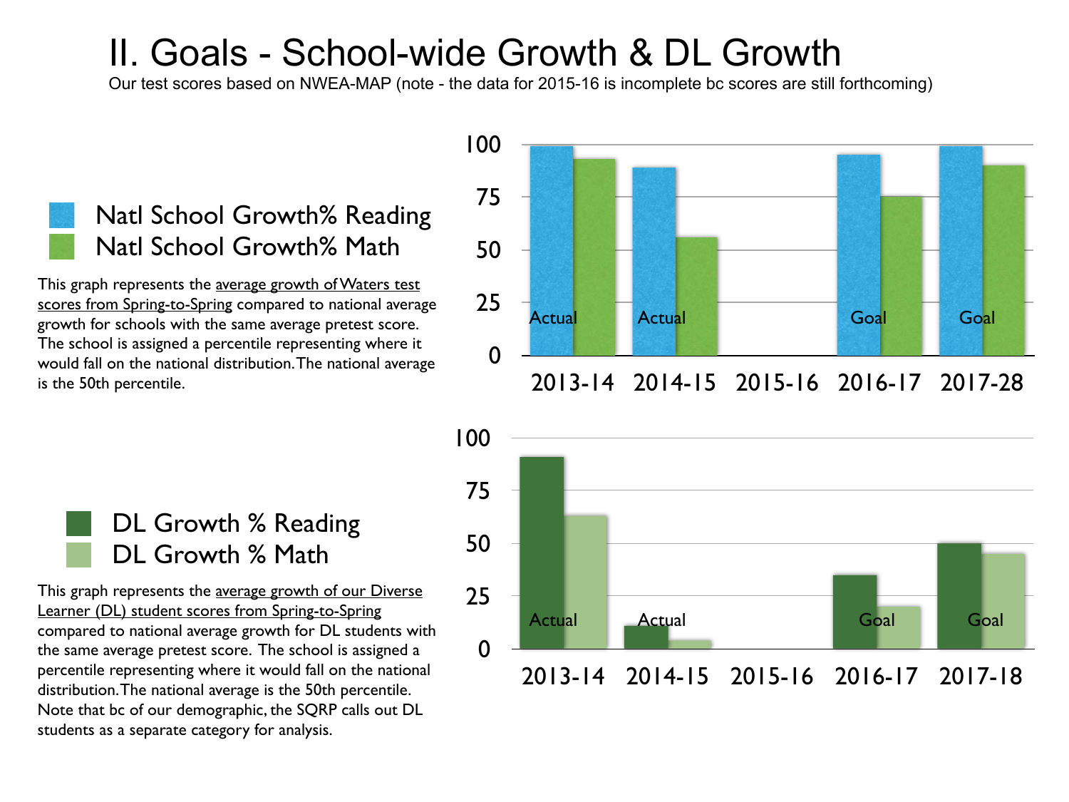# II. Goals - School-wide Growth & DL Growth

Our test scores based on NWEA-MAP (note - the data for 2015-16 is incomplete bc scores are still forthcoming)

- Natl School Growth% Reading
- Natl School Growth% Math

This graph represents the average growth of Waters test scores from Spring-to-Spring compared to national average growth for schools with the same average pretest score. The school is assigned a percentile representing where it would fall on the national distribution. The national average is the 50th percentile.

| | 2013-14 | 2014-15 | 2015-16 | 2016-17 | 2017-28 |
|---|---|---|---|---|---|
| | Actual | Actual | | Goal | Goal |
| Natl School Growth% Reading | 99 | 89 | | 95 | 99 |
| Natl School Growth% Math | 93 | 56 | | 75 | 90 |

- DL Growth % Reading
- DL Growth % Math

This graph represents the average growth of our Diverse Learner (DL) student scores from Spring-to-Spring compared to national average growth for DL students with the same average pretest score. The school is assigned a percentile representing where it would fall on the national distribution. The national average is the 50th percentile. Note that bc of our demographic, the SQRP calls out DL students as a separate category for analysis.

| | 2013-14 | 2014-15 | 2015-16 | 2016-17 | 2017-18 |
|---|---|---|---|---|---|
| | Actual | Actual | | Goal | Goal |
| DL Growth % Reading | 91 | 11 | | 35 | 50 |
| DL Growth % Math | 63 | 4 | | 20 | 45 |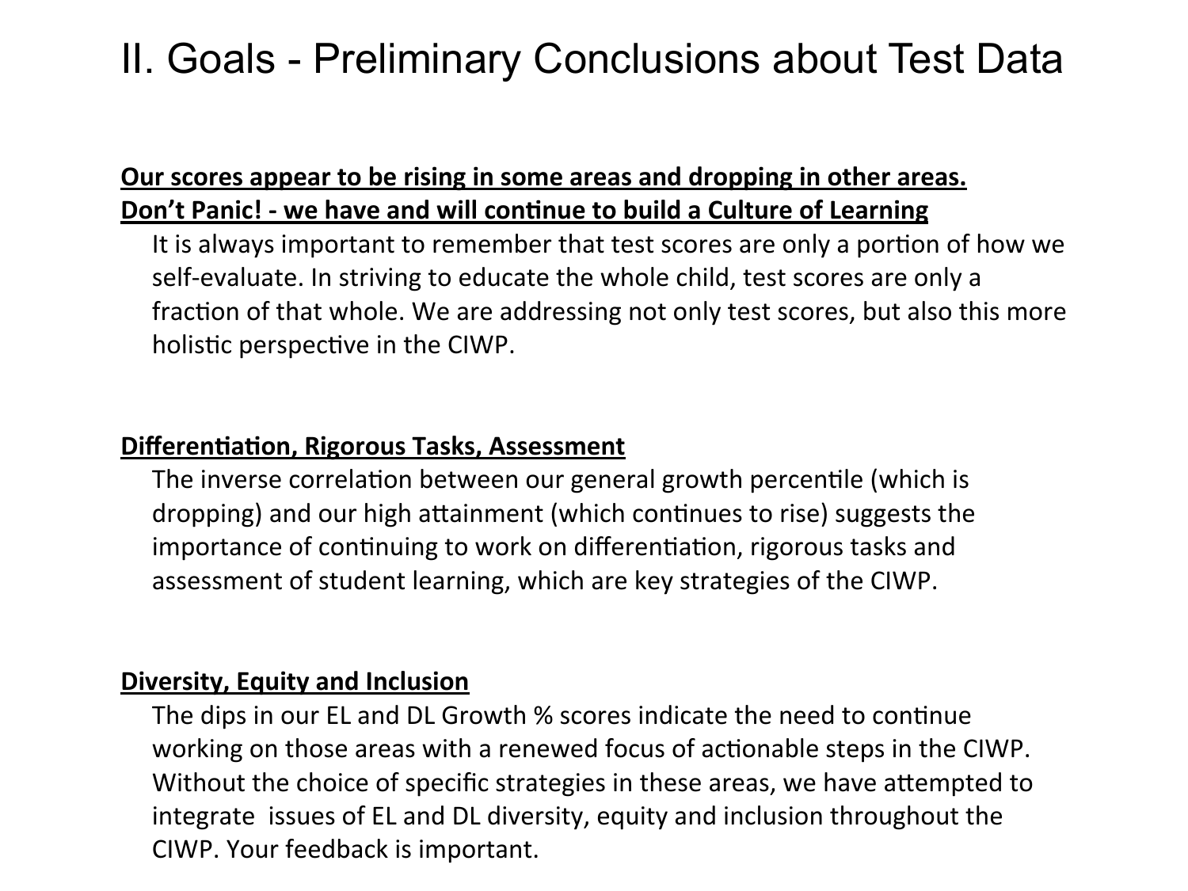# II. Goals - Preliminary Conclusions about Test Data

**Our scores appear to be rising in some areas and dropping in other areas.**
**Don't Panic! - we have and will continue to build a Culture of Learning**

It is always important to remember that test scores are only a portion of how we self-evaluate. In striving to educate the whole child, test scores are only a fraction of that whole. We are addressing not only test scores, but also this more holistic perspective in the CIWP.

**Differentiation, Rigorous Tasks, Assessment**

The inverse correlation between our general growth percentile (which is dropping) and our high attainment (which continues to rise) suggests the importance of continuing to work on differentiation, rigorous tasks and assessment of student learning, which are key strategies of the CIWP.

**Diversity, Equity and Inclusion**

The dips in our EL and DL Growth % scores indicate the need to continue working on those areas with a renewed focus of actionable steps in the CIWP. Without the choice of specific strategies in these areas, we have attempted to integrate issues of EL and DL diversity, equity and inclusion throughout the CIWP. Your feedback is important.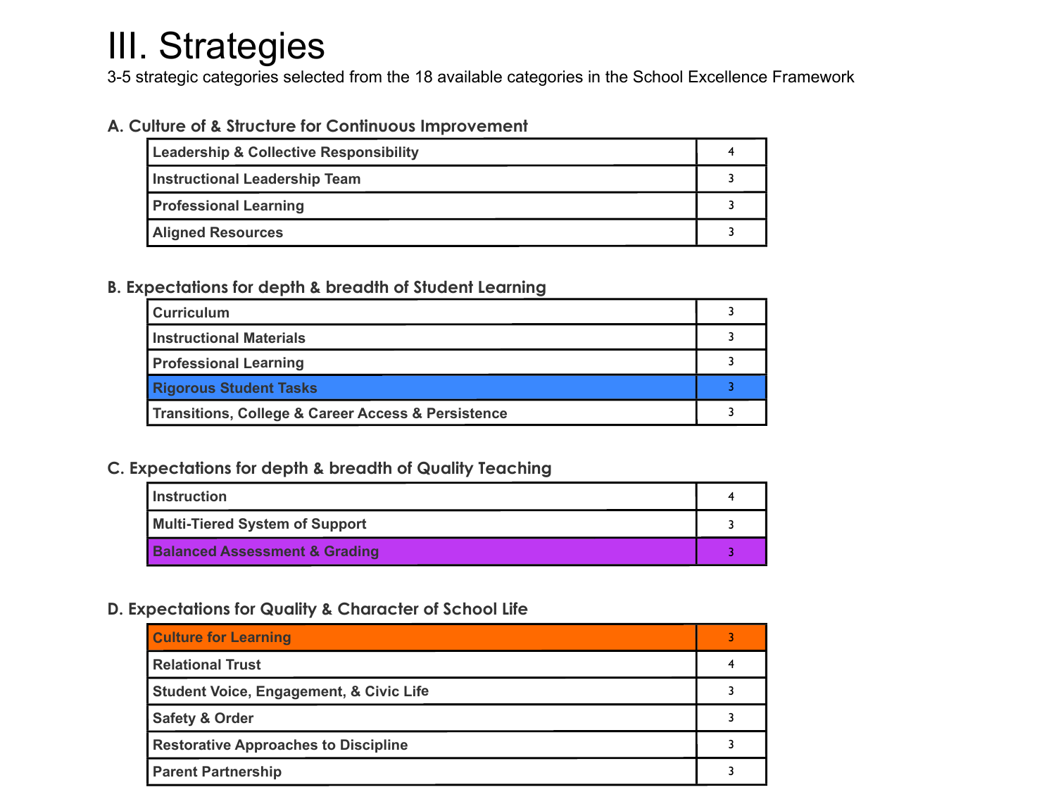# III. Strategies

3-5 strategic categories selected from the 18 available categories in the School Excellence Framework

### A. Culture of & Structure for Continuous Improvement

| | |
|---|---|
| Leadership & Collective Responsibility | 4 |
| Instructional Leadership Team | 3 |
| Professional Learning | 3 |
| Aligned Resources | 3 |

### B. Expectations for depth & breadth of Student Learning

| | |
|---|---|
| Curriculum | 3 |
| Instructional Materials | 3 |
| Professional Learning | 3 |
| Rigorous Student Tasks | 3 |
| Transitions, College & Career Access & Persistence | 3 |

### C. Expectations for depth & breadth of Quality Teaching

| | |
|---|---|
| Instruction | 4 |
| Multi-Tiered System of Support | 3 |
| Balanced Assessment & Grading | 3 |

### D. Expectations for Quality & Character of School Life

| | |
|---|---|
| Culture for Learning | 3 |
| Relational Trust | 4 |
| Student Voice, Engagement, & Civic Life | 3 |
| Safety & Order | 3 |
| Restorative Approaches to Discipline | 3 |
| Parent Partnership | 3 |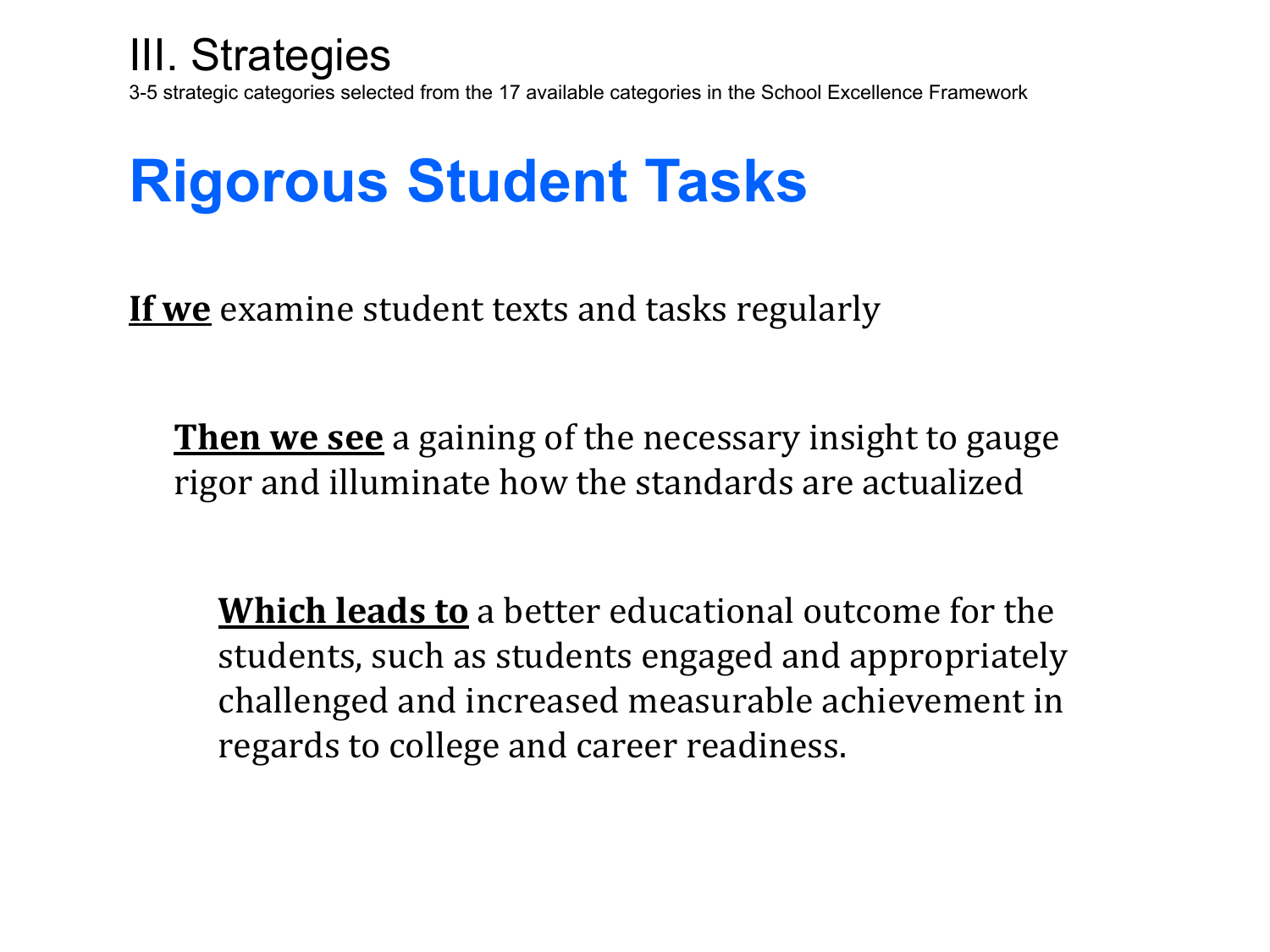# III. Strategies

3-5 strategic categories selected from the 17 available categories in the School Excellence Framework

## Rigorous Student Tasks

**If we** examine student texts and tasks regularly

**Then we see** a gaining of the necessary insight to gauge rigor and illuminate how the standards are actualized

**Which leads to** a better educational outcome for the students, such as students engaged and appropriately challenged and increased measurable achievement in regards to college and career readiness.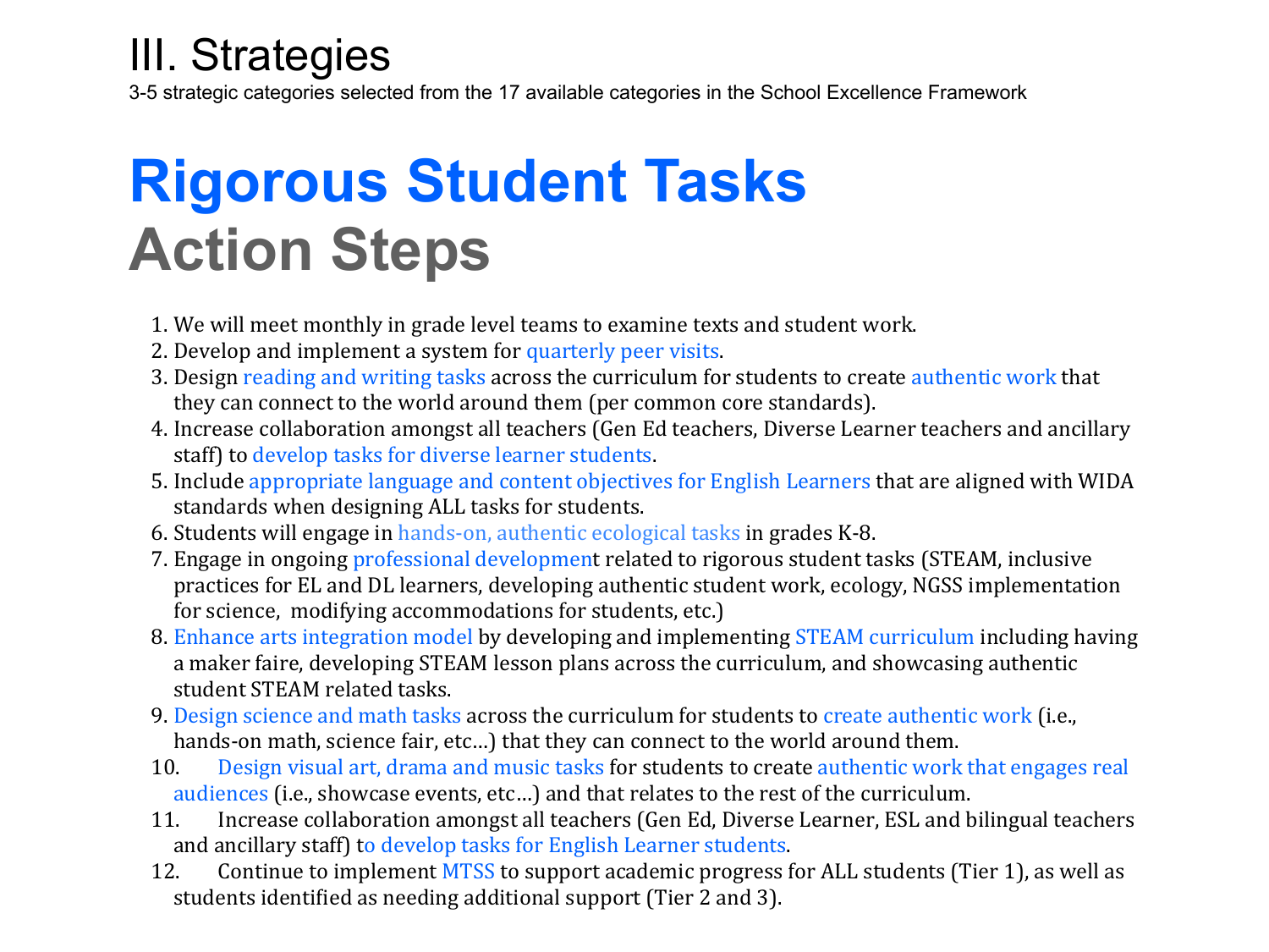# III. Strategies

3-5 strategic categories selected from the 17 available categories in the School Excellence Framework

## Rigorous Student Tasks
## Action Steps

1. We will meet monthly in grade level teams to examine texts and student work.
2. Develop and implement a system for quarterly peer visits.
3. Design reading and writing tasks across the curriculum for students to create authentic work that they can connect to the world around them (per common core standards).
4. Increase collaboration amongst all teachers (Gen Ed teachers, Diverse Learner teachers and ancillary staff) to develop tasks for diverse learner students.
5. Include appropriate language and content objectives for English Learners that are aligned with WIDA standards when designing ALL tasks for students.
6. Students will engage in hands-on, authentic ecological tasks in grades K-8.
7. Engage in ongoing professional development related to rigorous student tasks (STEAM, inclusive practices for EL and DL learners, developing authentic student work, ecology, NGSS implementation for science, modifying accommodations for students, etc.)
8. Enhance arts integration model by developing and implementing STEAM curriculum including having a maker faire, developing STEAM lesson plans across the curriculum, and showcasing authentic student STEAM related tasks.
9. Design science and math tasks across the curriculum for students to create authentic work (i.e., hands-on math, science fair, etc…) that they can connect to the world around them.
10. Design visual art, drama and music tasks for students to create authentic work that engages real audiences (i.e., showcase events, etc…) and that relates to the rest of the curriculum.
11. Increase collaboration amongst all teachers (Gen Ed, Diverse Learner, ESL and bilingual teachers and ancillary staff) to develop tasks for English Learner students.
12. Continue to implement MTSS to support academic progress for ALL students (Tier 1), as well as students identified as needing additional support (Tier 2 and 3).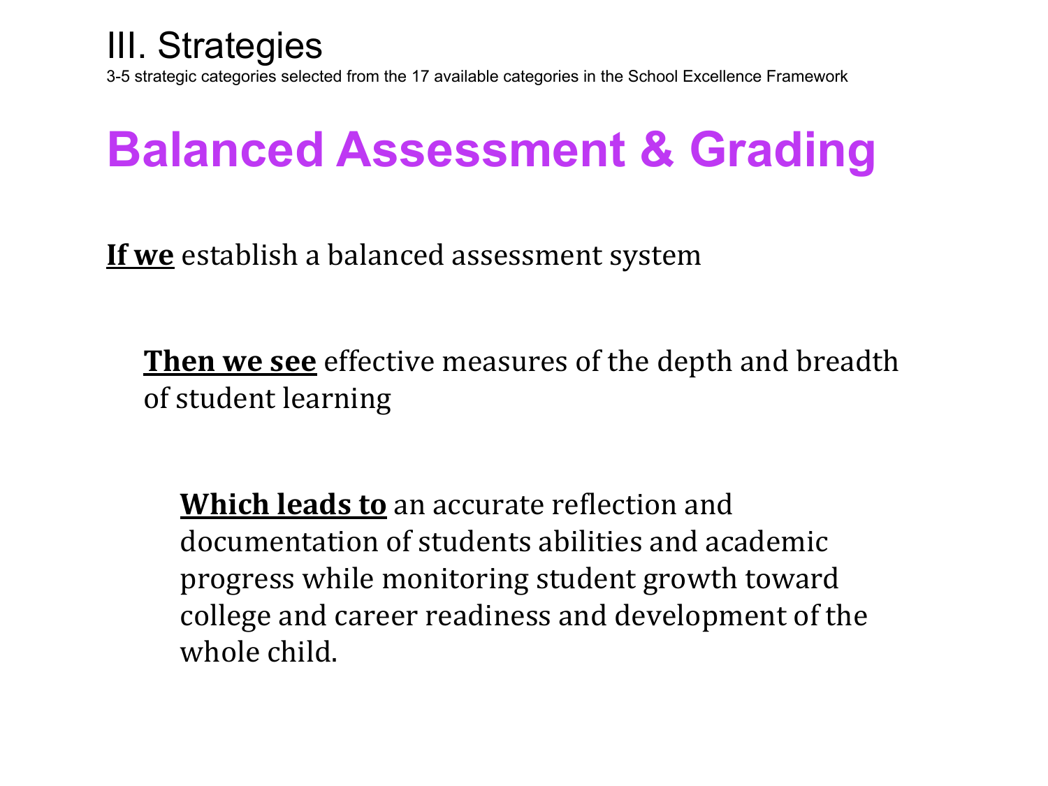# III. Strategies

3-5 strategic categories selected from the 17 available categories in the School Excellence Framework

## Balanced Assessment & Grading

**If we** establish a balanced assessment system

**Then we see** effective measures of the depth and breadth of student learning

**Which leads to** an accurate reflection and documentation of students abilities and academic progress while monitoring student growth toward college and career readiness and development of the whole child.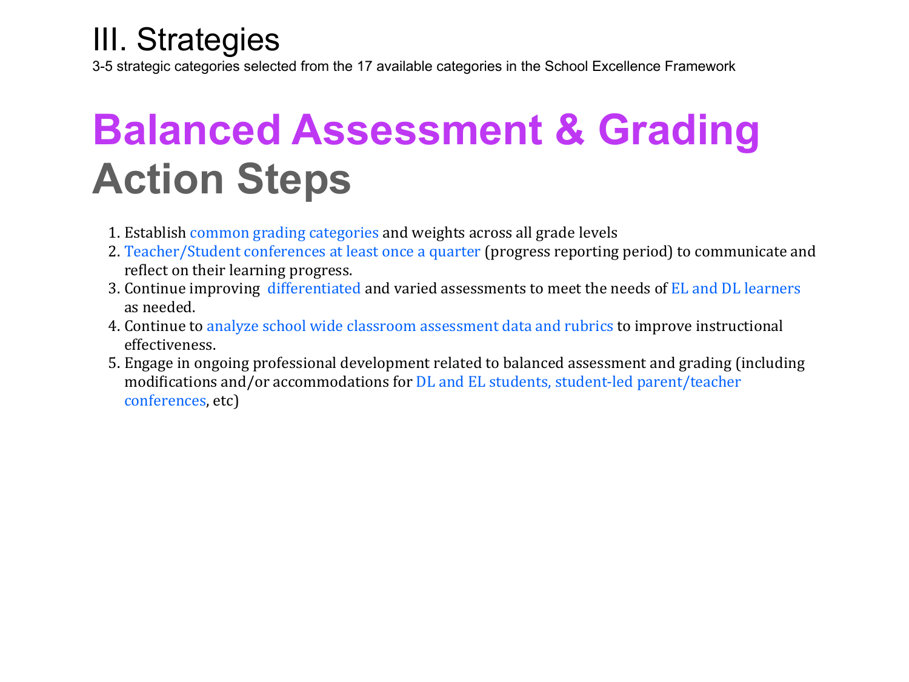# III. Strategies

3-5 strategic categories selected from the 17 available categories in the School Excellence Framework

## Balanced Assessment & Grading

## Action Steps

1. Establish common grading categories and weights across all grade levels
2. Teacher/Student conferences at least once a quarter (progress reporting period) to communicate and reflect on their learning progress.
3. Continue improving differentiated and varied assessments to meet the needs of EL and DL learners as needed.
4. Continue to analyze school wide classroom assessment data and rubrics to improve instructional effectiveness.
5. Engage in ongoing professional development related to balanced assessment and grading (including modifications and/or accommodations for DL and EL students, student-led parent/teacher conferences, etc)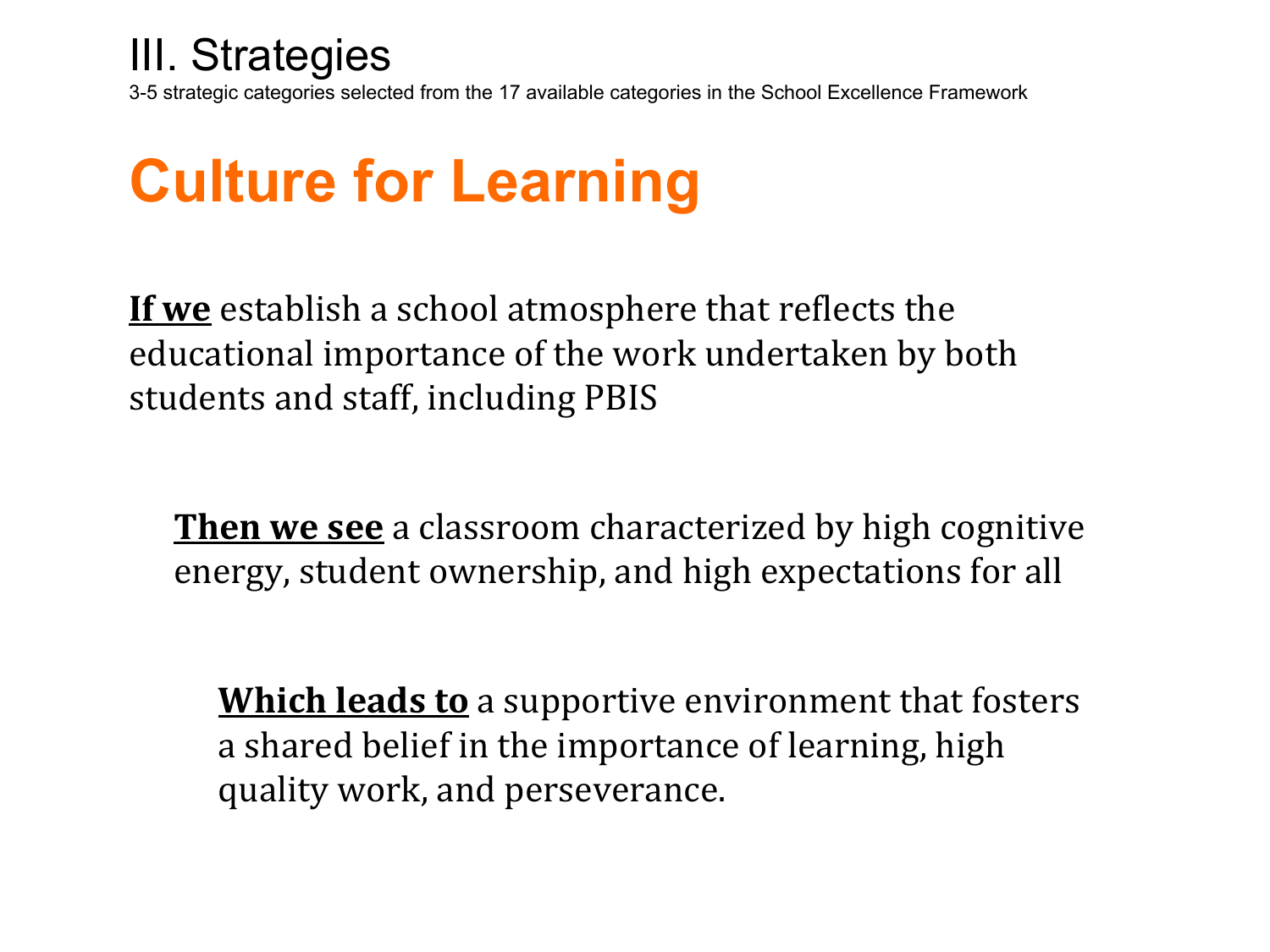# III. Strategies

3-5 strategic categories selected from the 17 available categories in the School Excellence Framework

## Culture for Learning

**If we** establish a school atmosphere that reflects the educational importance of the work undertaken by both students and staff, including PBIS

**Then we see** a classroom characterized by high cognitive energy, student ownership, and high expectations for all

**Which leads to** a supportive environment that fosters a shared belief in the importance of learning, high quality work, and perseverance.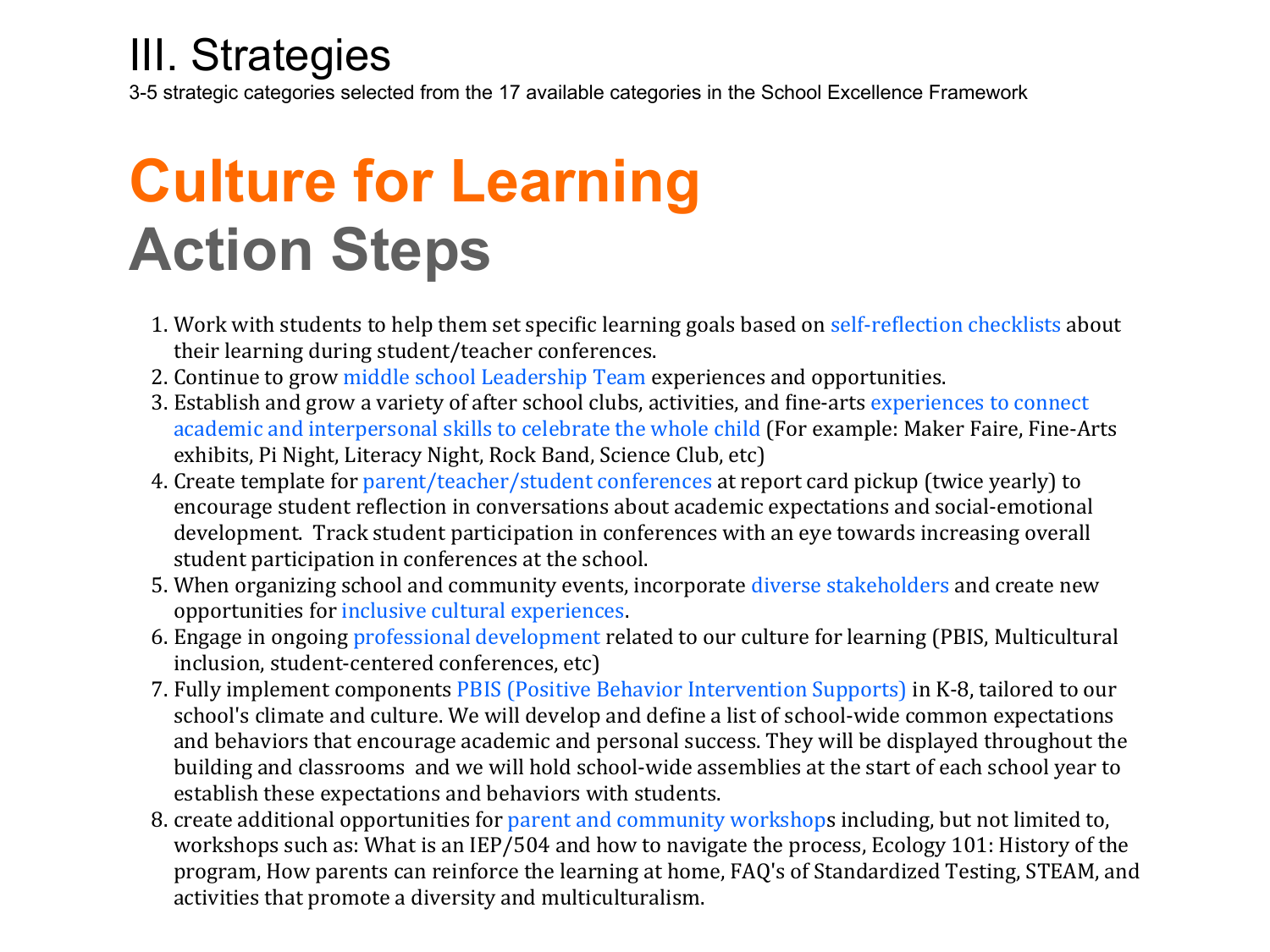# III. Strategies

3-5 strategic categories selected from the 17 available categories in the School Excellence Framework

## Culture for Learning

## Action Steps

1. Work with students to help them set specific learning goals based on self-reflection checklists about their learning during student/teacher conferences.
2. Continue to grow middle school Leadership Team experiences and opportunities.
3. Establish and grow a variety of after school clubs, activities, and fine-arts experiences to connect academic and interpersonal skills to celebrate the whole child (For example: Maker Faire, Fine-Arts exhibits, Pi Night, Literacy Night, Rock Band, Science Club, etc)
4. Create template for parent/teacher/student conferences at report card pickup (twice yearly) to encourage student reflection in conversations about academic expectations and social-emotional development. Track student participation in conferences with an eye towards increasing overall student participation in conferences at the school.
5. When organizing school and community events, incorporate diverse stakeholders and create new opportunities for inclusive cultural experiences.
6. Engage in ongoing professional development related to our culture for learning (PBIS, Multicultural inclusion, student-centered conferences, etc)
7. Fully implement components PBIS (Positive Behavior Intervention Supports) in K-8, tailored to our school's climate and culture. We will develop and define a list of school-wide common expectations and behaviors that encourage academic and personal success. They will be displayed throughout the building and classrooms and we will hold school-wide assemblies at the start of each school year to establish these expectations and behaviors with students.
8. create additional opportunities for parent and community workshops including, but not limited to, workshops such as: What is an IEP/504 and how to navigate the process, Ecology 101: History of the program, How parents can reinforce the learning at home, FAQ's of Standardized Testing, STEAM, and activities that promote a diversity and multiculturalism.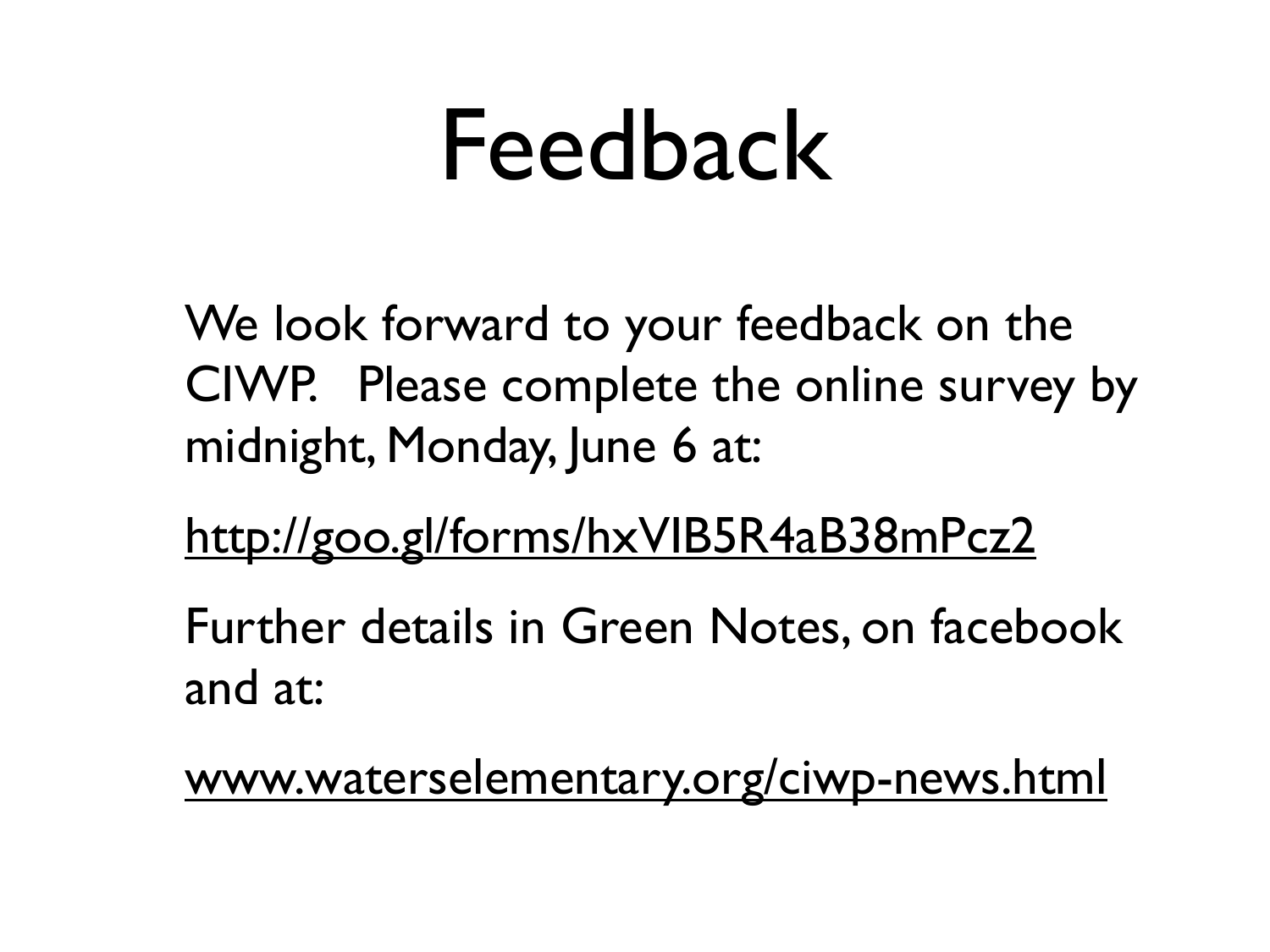# Feedback

We look forward to your feedback on the CIWP. Please complete the online survey by midnight, Monday, June 6 at:

http://goo.gl/forms/hxVIB5R4aB38mPcz2

Further details in Green Notes, on facebook and at:

www.waterselementary.org/ciwp-news.html